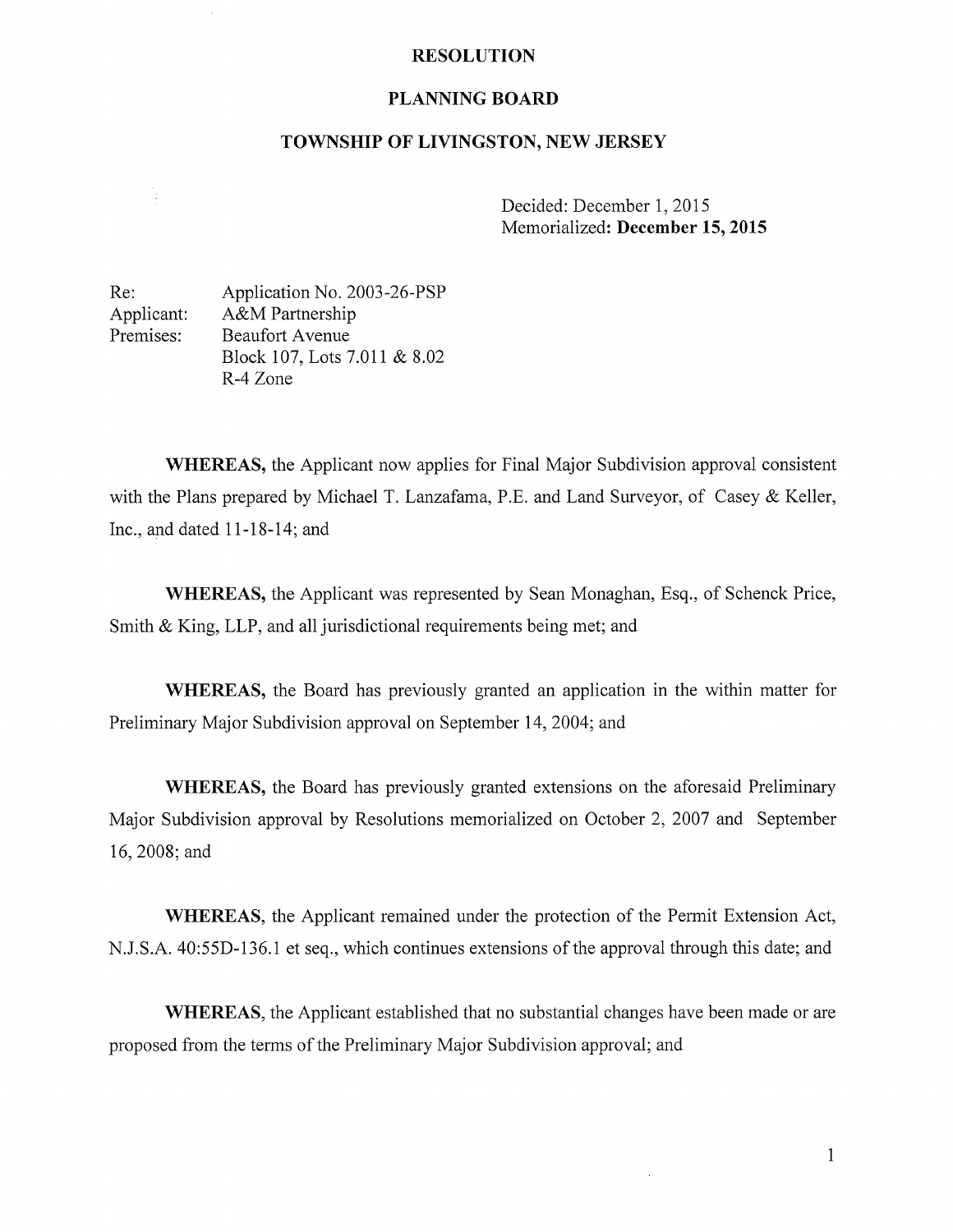**RESOLUTION**

**PLANNING BOARD**

**TOWNSHIP OF LIVINGSTON, NEW JERSEY**

Decided: December 1, 2015
Memorialized: **December 15, 2015**

Re: Application No. 2003-26-PSP
Applicant: A&M Partnership
Premises: Beaufort Avenue
Block 107, Lots 7.011 & 8.02
R-4 Zone

**WHEREAS,** the Applicant now applies for Final Major Subdivision approval consistent with the Plans prepared by Michael T. Lanzafama, P.E. and Land Surveyor, of Casey & Keller, Inc., and dated 11-18-14; and

**WHEREAS,** the Applicant was represented by Sean Monaghan, Esq., of Schenck Price, Smith & King, LLP, and all jurisdictional requirements being met; and

**WHEREAS,** the Board has previously granted an application in the within matter for Preliminary Major Subdivision approval on September 14, 2004; and

**WHEREAS,** the Board has previously granted extensions on the aforesaid Preliminary Major Subdivision approval by Resolutions memorialized on October 2, 2007 and September 16, 2008; and

**WHEREAS,** the Applicant remained under the protection of the Permit Extension Act, N.J.S.A. 40:55D-136.1 et seq., which continues extensions of the approval through this date; and

**WHEREAS**, the Applicant established that no substantial changes have been made or are proposed from the terms of the Preliminary Major Subdivision approval; and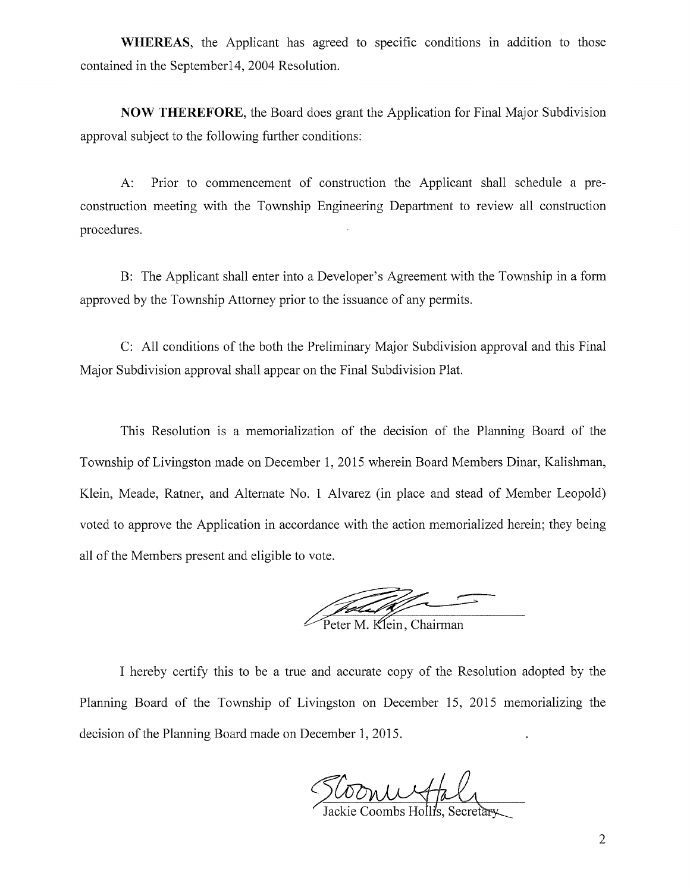**WHEREAS**, the Applicant has agreed to specific conditions in addition to those contained in the September14, 2004 Resolution.

**NOW THEREFORE**, the Board does grant the Application for Final Major Subdivision approval subject to the following further conditions:

A: Prior to commencement of construction the Applicant shall schedule a pre-construction meeting with the Township Engineering Department to review all construction procedures.

B: The Applicant shall enter into a Developer's Agreement with the Township in a form approved by the Township Attorney prior to the issuance of any permits.

C: All conditions of the both the Preliminary Major Subdivision approval and this Final Major Subdivision approval shall appear on the Final Subdivision Plat.

This Resolution is a memorialization of the decision of the Planning Board of the Township of Livingston made on December 1, 2015 wherein Board Members Dinar, Kalishman, Klein, Meade, Ratner, and Alternate No. 1 Alvarez (in place and stead of Member Leopold) voted to approve the Application in accordance with the action memorialized herein; they being all of the Members present and eligible to vote.

Peter M. Klein, Chairman

I hereby certify this to be a true and accurate copy of the Resolution adopted by the Planning Board of the Township of Livingston on December 15, 2015 memorializing the decision of the Planning Board made on December 1, 2015.

Jackie Coombs Hollis, Secretary